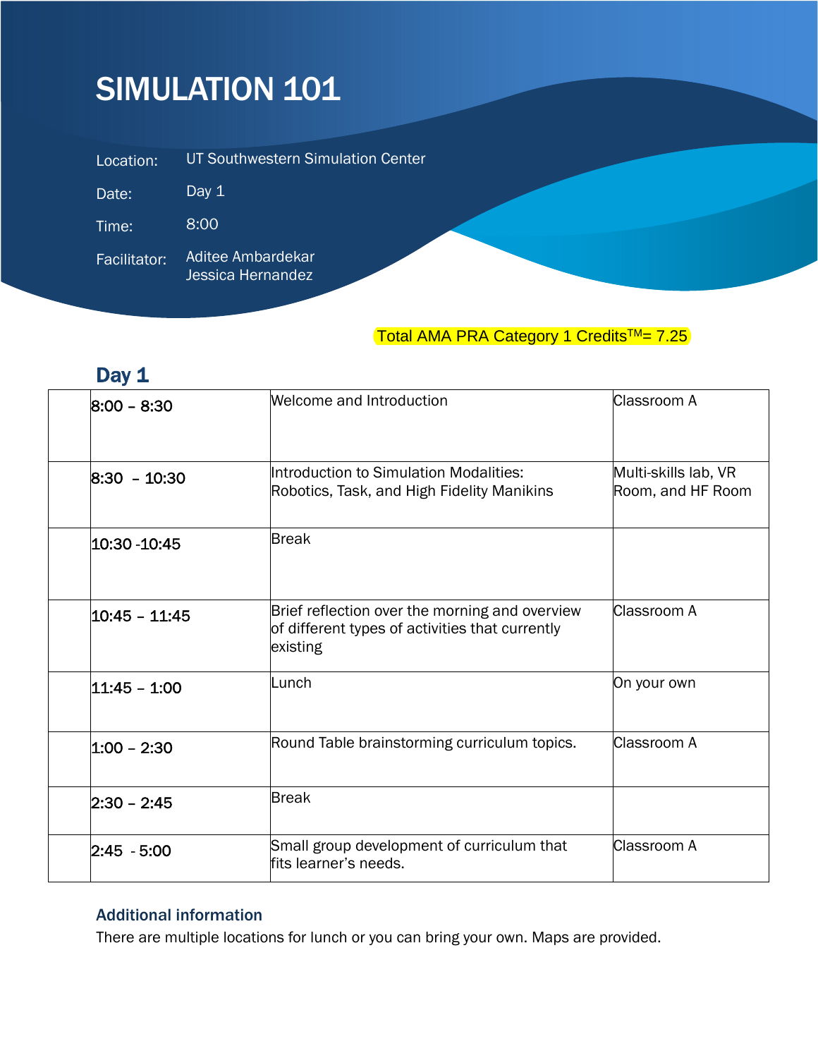# SIMULATION 101

Location: UT Southwestern Simulation Center

Date: Day 1

Time: 8:00

Facilitator: Aditee Ambardekar
Jessica Hernandez

Total AMA PRA Category 1 Credits™= 7.25

## Day 1

| | | | |
|---|---|---|---|
| | 8:00 – 8:30 | Welcome and Introduction | Classroom A |
| | 8:30 – 10:30 | Introduction to Simulation Modalities: Robotics, Task, and High Fidelity Manikins | Multi-skills lab, VR Room, and HF Room |
| | 10:30 -10:45 | Break | |
| | 10:45 – 11:45 | Brief reflection over the morning and overview of different types of activities that currently existing | Classroom A |
| | 11:45 – 1:00 | Lunch | On your own |
| | 1:00 – 2:30 | Round Table brainstorming curriculum topics. | Classroom A |
| | 2:30 – 2:45 | Break | |
| | 2:45 - 5:00 | Small group development of curriculum that fits learner's needs. | Classroom A |

### Additional information

There are multiple locations for lunch or you can bring your own. Maps are provided.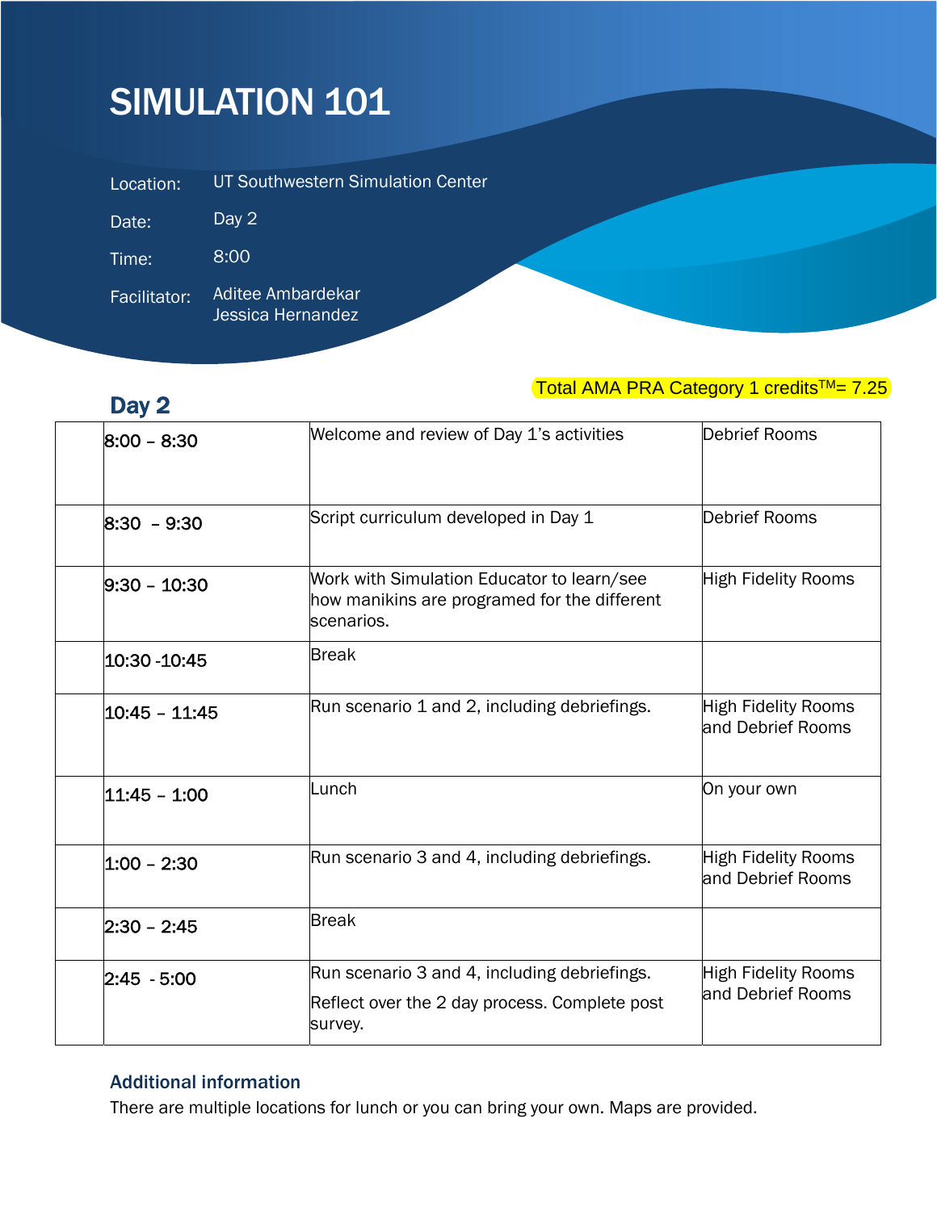# SIMULATION 101

Location: UT Southwestern Simulation Center

Date: Day 2

Time: 8:00

Facilitator: Aditee Ambardekar
Jessica Hernandez

Total AMA PRA Category 1 credits™= 7.25

## Day 2

| | | | |
|---|---|---|---|
| | 8:00 – 8:30 | Welcome and review of Day 1's activities | Debrief Rooms |
| | 8:30 – 9:30 | Script curriculum developed in Day 1 | Debrief Rooms |
| | 9:30 – 10:30 | Work with Simulation Educator to learn/see how manikins are programed for the different scenarios. | High Fidelity Rooms |
| | 10:30 -10:45 | Break | |
| | 10:45 – 11:45 | Run scenario 1 and 2, including debriefings. | High Fidelity Rooms and Debrief Rooms |
| | 11:45 – 1:00 | Lunch | On your own |
| | 1:00 – 2:30 | Run scenario 3 and 4, including debriefings. | High Fidelity Rooms and Debrief Rooms |
| | 2:30 – 2:45 | Break | |
| | 2:45 - 5:00 | Run scenario 3 and 4, including debriefings. Reflect over the 2 day process. Complete post survey. | High Fidelity Rooms and Debrief Rooms |

### Additional information

There are multiple locations for lunch or you can bring your own. Maps are provided.